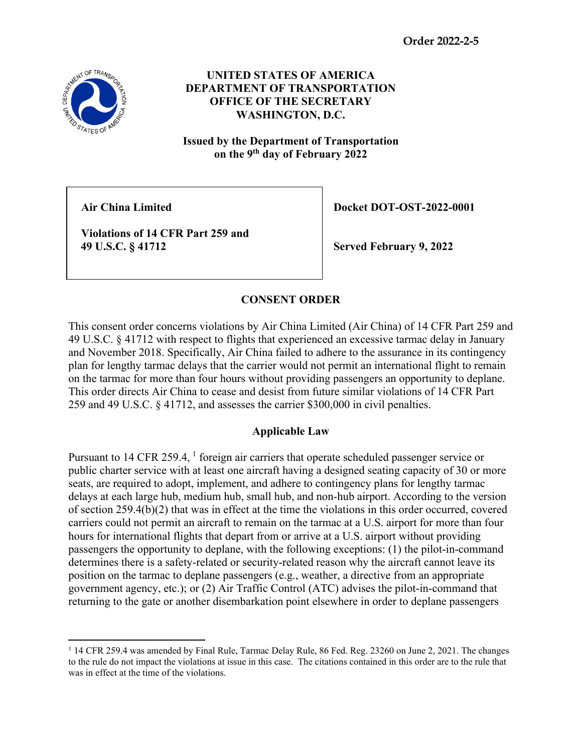Order 2022-2-5

# UNITED STATES OF AMERICA
# DEPARTMENT OF TRANSPORTATION
# OFFICE OF THE SECRETARY
# WASHINGTON, D.C.

**Issued by the Department of Transportation on the 9th day of February 2022**

| **Air China Limited**<br><br>**Violations of 14 CFR Part 259 and 49 U.S.C. § 41712** | **Docket DOT-OST-2022-0001**<br><br>**Served February 9, 2022** |
|---|---|

## CONSENT ORDER

This consent order concerns violations by Air China Limited (Air China) of 14 CFR Part 259 and 49 U.S.C. § 41712 with respect to flights that experienced an excessive tarmac delay in January and November 2018. Specifically, Air China failed to adhere to the assurance in its contingency plan for lengthy tarmac delays that the carrier would not permit an international flight to remain on the tarmac for more than four hours without providing passengers an opportunity to deplane. This order directs Air China to cease and desist from future similar violations of 14 CFR Part 259 and 49 U.S.C. § 41712, and assesses the carrier $300,000 in civil penalties.

### Applicable Law

Pursuant to 14 CFR 259.4, [1] foreign air carriers that operate scheduled passenger service or public charter service with at least one aircraft having a designed seating capacity of 30 or more seats, are required to adopt, implement, and adhere to contingency plans for lengthy tarmac delays at each large hub, medium hub, small hub, and non-hub airport. According to the version of section 259.4(b)(2) that was in effect at the time the violations in this order occurred, covered carriers could not permit an aircraft to remain on the tarmac at a U.S. airport for more than four hours for international flights that depart from or arrive at a U.S. airport without providing passengers the opportunity to deplane, with the following exceptions: (1) the pilot-in-command determines there is a safety-related or security-related reason why the aircraft cannot leave its position on the tarmac to deplane passengers (e.g., weather, a directive from an appropriate government agency, etc.); or (2) Air Traffic Control (ATC) advises the pilot-in-command that returning to the gate or another disembarkation point elsewhere in order to deplane passengers

[1] 14 CFR 259.4 was amended by Final Rule, Tarmac Delay Rule, 86 Fed. Reg. 23260 on June 2, 2021. The changes to the rule do not impact the violations at issue in this case. The citations contained in this order are to the rule that was in effect at the time of the violations.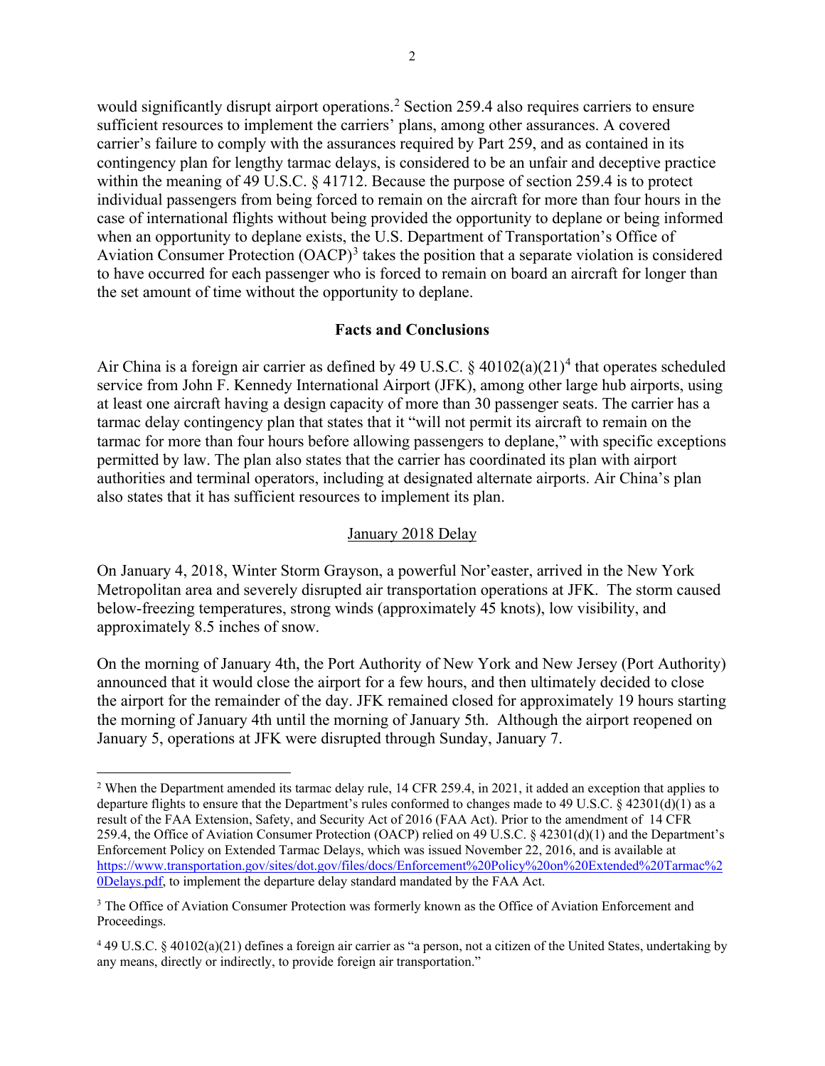would significantly disrupt airport operations.[2] Section 259.4 also requires carriers to ensure sufficient resources to implement the carriers' plans, among other assurances. A covered carrier's failure to comply with the assurances required by Part 259, and as contained in its contingency plan for lengthy tarmac delays, is considered to be an unfair and deceptive practice within the meaning of 49 U.S.C. § 41712. Because the purpose of section 259.4 is to protect individual passengers from being forced to remain on the aircraft for more than four hours in the case of international flights without being provided the opportunity to deplane or being informed when an opportunity to deplane exists, the U.S. Department of Transportation's Office of Aviation Consumer Protection (OACP)[3] takes the position that a separate violation is considered to have occurred for each passenger who is forced to remain on board an aircraft for longer than the set amount of time without the opportunity to deplane.

**Facts and Conclusions**

Air China is a foreign air carrier as defined by 49 U.S.C. § 40102(a)(21)[4] that operates scheduled service from John F. Kennedy International Airport (JFK), among other large hub airports, using at least one aircraft having a design capacity of more than 30 passenger seats. The carrier has a tarmac delay contingency plan that states that it "will not permit its aircraft to remain on the tarmac for more than four hours before allowing passengers to deplane," with specific exceptions permitted by law. The plan also states that the carrier has coordinated its plan with airport authorities and terminal operators, including at designated alternate airports. Air China's plan also states that it has sufficient resources to implement its plan.

January 2018 Delay

On January 4, 2018, Winter Storm Grayson, a powerful Nor'easter, arrived in the New York Metropolitan area and severely disrupted air transportation operations at JFK. The storm caused below-freezing temperatures, strong winds (approximately 45 knots), low visibility, and approximately 8.5 inches of snow.

On the morning of January 4th, the Port Authority of New York and New Jersey (Port Authority) announced that it would close the airport for a few hours, and then ultimately decided to close the airport for the remainder of the day. JFK remained closed for approximately 19 hours starting the morning of January 4th until the morning of January 5th. Although the airport reopened on January 5, operations at JFK were disrupted through Sunday, January 7.

---

[2] When the Department amended its tarmac delay rule, 14 CFR 259.4, in 2021, it added an exception that applies to departure flights to ensure that the Department's rules conformed to changes made to 49 U.S.C. § 42301(d)(1) as a result of the FAA Extension, Safety, and Security Act of 2016 (FAA Act). Prior to the amendment of 14 CFR 259.4, the Office of Aviation Consumer Protection (OACP) relied on 49 U.S.C. § 42301(d)(1) and the Department's Enforcement Policy on Extended Tarmac Delays, which was issued November 22, 2016, and is available at https://www.transportation.gov/sites/dot.gov/files/docs/Enforcement%20Policy%20on%20Extended%20Tarmac%20Delays.pdf, to implement the departure delay standard mandated by the FAA Act.

[3] The Office of Aviation Consumer Protection was formerly known as the Office of Aviation Enforcement and Proceedings.

[4] 49 U.S.C. § 40102(a)(21) defines a foreign air carrier as "a person, not a citizen of the United States, undertaking by any means, directly or indirectly, to provide foreign air transportation."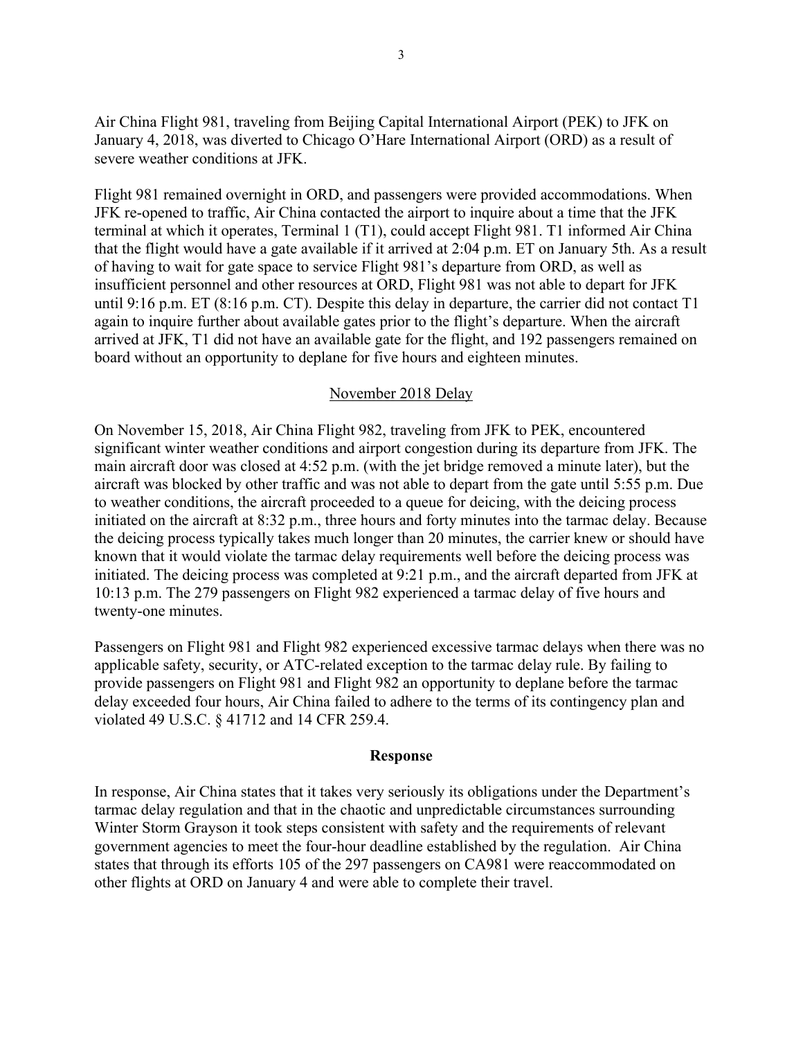Air China Flight 981, traveling from Beijing Capital International Airport (PEK) to JFK on January 4, 2018, was diverted to Chicago O'Hare International Airport (ORD) as a result of severe weather conditions at JFK.

Flight 981 remained overnight in ORD, and passengers were provided accommodations. When JFK re-opened to traffic, Air China contacted the airport to inquire about a time that the JFK terminal at which it operates, Terminal 1 (T1), could accept Flight 981. T1 informed Air China that the flight would have a gate available if it arrived at 2:04 p.m. ET on January 5th. As a result of having to wait for gate space to service Flight 981's departure from ORD, as well as insufficient personnel and other resources at ORD, Flight 981 was not able to depart for JFK until 9:16 p.m. ET (8:16 p.m. CT). Despite this delay in departure, the carrier did not contact T1 again to inquire further about available gates prior to the flight's departure. When the aircraft arrived at JFK, T1 did not have an available gate for the flight, and 192 passengers remained on board without an opportunity to deplane for five hours and eighteen minutes.

<u>November 2018 Delay</u>

On November 15, 2018, Air China Flight 982, traveling from JFK to PEK, encountered significant winter weather conditions and airport congestion during its departure from JFK. The main aircraft door was closed at 4:52 p.m. (with the jet bridge removed a minute later), but the aircraft was blocked by other traffic and was not able to depart from the gate until 5:55 p.m. Due to weather conditions, the aircraft proceeded to a queue for deicing, with the deicing process initiated on the aircraft at 8:32 p.m., three hours and forty minutes into the tarmac delay. Because the deicing process typically takes much longer than 20 minutes, the carrier knew or should have known that it would violate the tarmac delay requirements well before the deicing process was initiated. The deicing process was completed at 9:21 p.m., and the aircraft departed from JFK at 10:13 p.m. The 279 passengers on Flight 982 experienced a tarmac delay of five hours and twenty-one minutes.

Passengers on Flight 981 and Flight 982 experienced excessive tarmac delays when there was no applicable safety, security, or ATC-related exception to the tarmac delay rule. By failing to provide passengers on Flight 981 and Flight 982 an opportunity to deplane before the tarmac delay exceeded four hours, Air China failed to adhere to the terms of its contingency plan and violated 49 U.S.C. § 41712 and 14 CFR 259.4.

**Response**

In response, Air China states that it takes very seriously its obligations under the Department's tarmac delay regulation and that in the chaotic and unpredictable circumstances surrounding Winter Storm Grayson it took steps consistent with safety and the requirements of relevant government agencies to meet the four-hour deadline established by the regulation. Air China states that through its efforts 105 of the 297 passengers on CA981 were reaccommodated on other flights at ORD on January 4 and were able to complete their travel.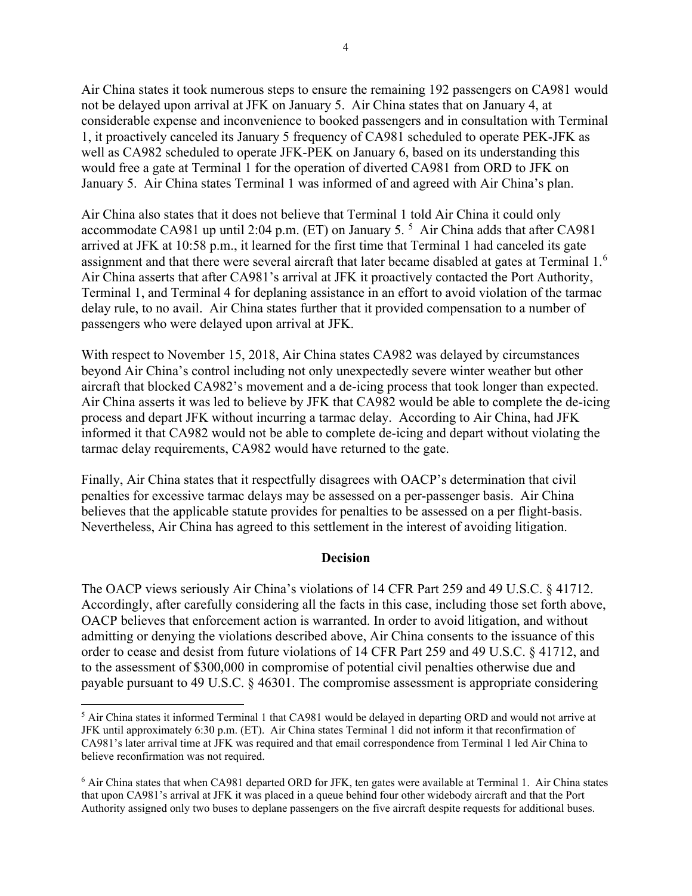Air China states it took numerous steps to ensure the remaining 192 passengers on CA981 would not be delayed upon arrival at JFK on January 5. Air China states that on January 4, at considerable expense and inconvenience to booked passengers and in consultation with Terminal 1, it proactively canceled its January 5 frequency of CA981 scheduled to operate PEK-JFK as well as CA982 scheduled to operate JFK-PEK on January 6, based on its understanding this would free a gate at Terminal 1 for the operation of diverted CA981 from ORD to JFK on January 5. Air China states Terminal 1 was informed of and agreed with Air China's plan.

Air China also states that it does not believe that Terminal 1 told Air China it could only accommodate CA981 up until 2:04 p.m. (ET) on January 5. [5] Air China adds that after CA981 arrived at JFK at 10:58 p.m., it learned for the first time that Terminal 1 had canceled its gate assignment and that there were several aircraft that later became disabled at gates at Terminal 1.[6] Air China asserts that after CA981's arrival at JFK it proactively contacted the Port Authority, Terminal 1, and Terminal 4 for deplaning assistance in an effort to avoid violation of the tarmac delay rule, to no avail. Air China states further that it provided compensation to a number of passengers who were delayed upon arrival at JFK.

With respect to November 15, 2018, Air China states CA982 was delayed by circumstances beyond Air China's control including not only unexpectedly severe winter weather but other aircraft that blocked CA982's movement and a de-icing process that took longer than expected. Air China asserts it was led to believe by JFK that CA982 would be able to complete the de-icing process and depart JFK without incurring a tarmac delay. According to Air China, had JFK informed it that CA982 would not be able to complete de-icing and depart without violating the tarmac delay requirements, CA982 would have returned to the gate.

Finally, Air China states that it respectfully disagrees with OACP's determination that civil penalties for excessive tarmac delays may be assessed on a per-passenger basis. Air China believes that the applicable statute provides for penalties to be assessed on a per flight-basis. Nevertheless, Air China has agreed to this settlement in the interest of avoiding litigation.

## Decision

The OACP views seriously Air China's violations of 14 CFR Part 259 and 49 U.S.C. § 41712. Accordingly, after carefully considering all the facts in this case, including those set forth above, OACP believes that enforcement action is warranted. In order to avoid litigation, and without admitting or denying the violations described above, Air China consents to the issuance of this order to cease and desist from future violations of 14 CFR Part 259 and 49 U.S.C. § 41712, and to the assessment of $300,000 in compromise of potential civil penalties otherwise due and payable pursuant to 49 U.S.C. § 46301. The compromise assessment is appropriate considering

---

[5] Air China states it informed Terminal 1 that CA981 would be delayed in departing ORD and would not arrive at JFK until approximately 6:30 p.m. (ET). Air China states Terminal 1 did not inform it that reconfirmation of CA981's later arrival time at JFK was required and that email correspondence from Terminal 1 led Air China to believe reconfirmation was not required.

[6] Air China states that when CA981 departed ORD for JFK, ten gates were available at Terminal 1. Air China states that upon CA981's arrival at JFK it was placed in a queue behind four other widebody aircraft and that the Port Authority assigned only two buses to deplane passengers on the five aircraft despite requests for additional buses.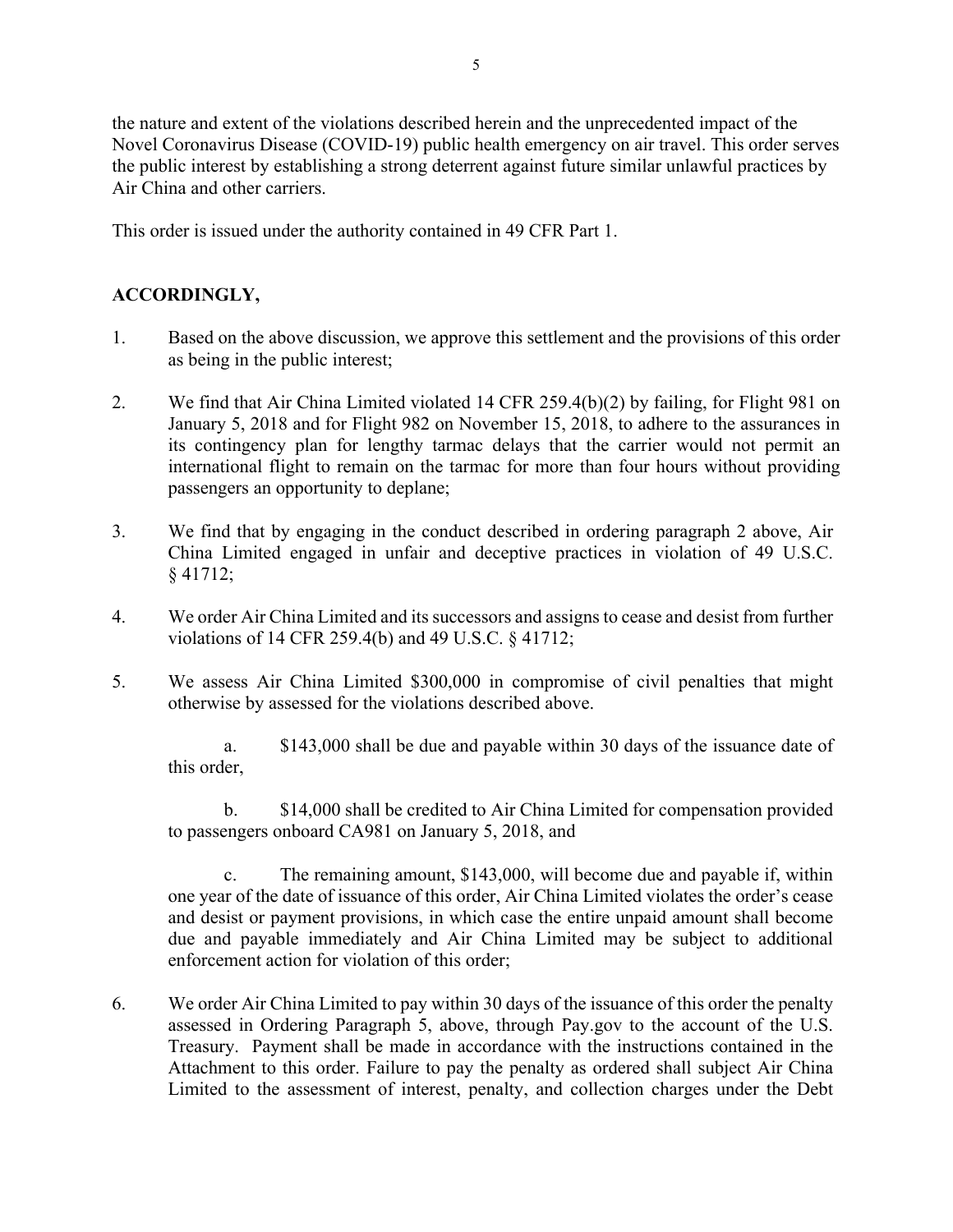the nature and extent of the violations described herein and the unprecedented impact of the Novel Coronavirus Disease (COVID-19) public health emergency on air travel. This order serves the public interest by establishing a strong deterrent against future similar unlawful practices by Air China and other carriers.

This order is issued under the authority contained in 49 CFR Part 1.

**ACCORDINGLY,**

1. Based on the above discussion, we approve this settlement and the provisions of this order as being in the public interest;

2. We find that Air China Limited violated 14 CFR 259.4(b)(2) by failing, for Flight 981 on January 5, 2018 and for Flight 982 on November 15, 2018, to adhere to the assurances in its contingency plan for lengthy tarmac delays that the carrier would not permit an international flight to remain on the tarmac for more than four hours without providing passengers an opportunity to deplane;

3. We find that by engaging in the conduct described in ordering paragraph 2 above, Air China Limited engaged in unfair and deceptive practices in violation of 49 U.S.C. § 41712;

4. We order Air China Limited and its successors and assigns to cease and desist from further violations of 14 CFR 259.4(b) and 49 U.S.C. § 41712;

5. We assess Air China Limited $300,000 in compromise of civil penalties that might otherwise by assessed for the violations described above.

   a. $143,000 shall be due and payable within 30 days of the issuance date of this order,

   b. $14,000 shall be credited to Air China Limited for compensation provided to passengers onboard CA981 on January 5, 2018, and

   c. The remaining amount, $143,000, will become due and payable if, within one year of the date of issuance of this order, Air China Limited violates the order's cease and desist or payment provisions, in which case the entire unpaid amount shall become due and payable immediately and Air China Limited may be subject to additional enforcement action for violation of this order;

6. We order Air China Limited to pay within 30 days of the issuance of this order the penalty assessed in Ordering Paragraph 5, above, through Pay.gov to the account of the U.S. Treasury. Payment shall be made in accordance with the instructions contained in the Attachment to this order. Failure to pay the penalty as ordered shall subject Air China Limited to the assessment of interest, penalty, and collection charges under the Debt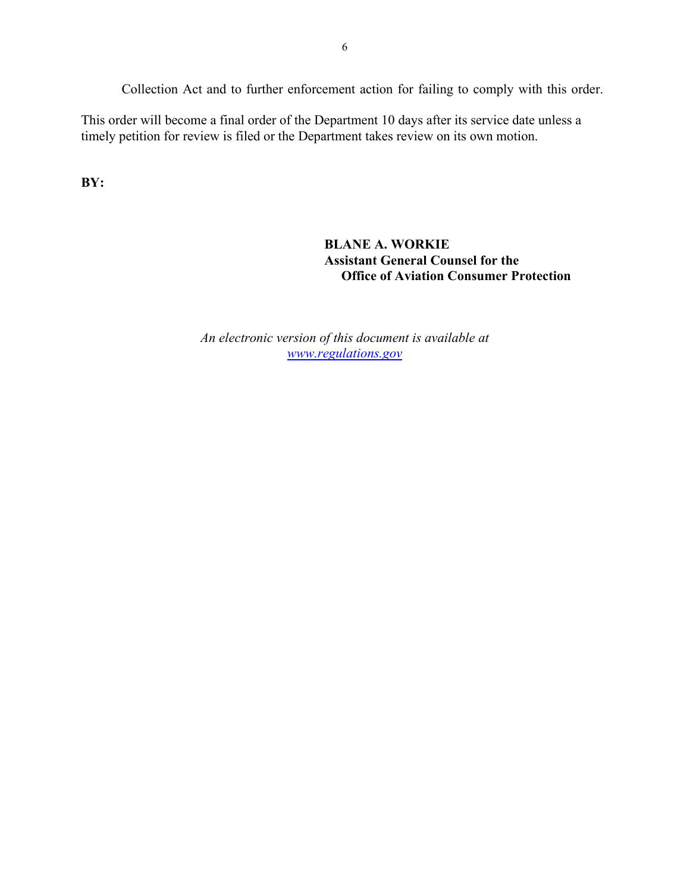Collection Act and to further enforcement action for failing to comply with this order.

This order will become a final order of the Department 10 days after its service date unless a timely petition for review is filed or the Department takes review on its own motion.

**BY:**

**BLANE A. WORKIE**
**Assistant General Counsel for the**
**Office of Aviation Consumer Protection**

*An electronic version of this document is available at* *www.regulations.gov*